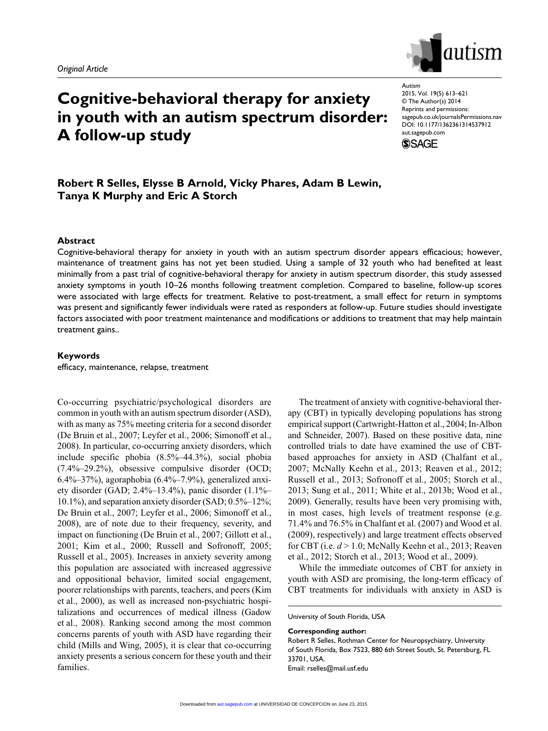*Original Article*

# Cognitive-behavioral therapy for anxiety in youth with an autism spectrum disorder: A follow-up study

**Robert R Selles, Elysse B Arnold, Vicky Phares, Adam B Lewin, Tanya K Murphy and Eric A Storch**

## Abstract

Cognitive-behavioral therapy for anxiety in youth with an autism spectrum disorder appears efficacious; however, maintenance of treatment gains has not yet been studied. Using a sample of 32 youth who had benefited at least minimally from a past trial of cognitive-behavioral therapy for anxiety in autism spectrum disorder, this study assessed anxiety symptoms in youth 10–26 months following treatment completion. Compared to baseline, follow-up scores were associated with large effects for treatment. Relative to post-treatment, a small effect for return in symptoms was present and significantly fewer individuals were rated as responders at follow-up. Future studies should investigate factors associated with poor treatment maintenance and modifications or additions to treatment that may help maintain treatment gains..

## Keywords

efficacy, maintenance, relapse, treatment

Co-occurring psychiatric/psychological disorders are common in youth with an autism spectrum disorder (ASD), with as many as 75% meeting criteria for a second disorder (De Bruin et al., 2007; Leyfer et al., 2006; Simonoff et al., 2008). In particular, co-occurring anxiety disorders, which include specific phobia (8.5%–44.3%), social phobia (7.4%–29.2%), obsessive compulsive disorder (OCD; 6.4%–37%), agoraphobia (6.4%–7.9%), generalized anxiety disorder (GAD; 2.4%–13.4%), panic disorder (1.1%–10.1%), and separation anxiety disorder (SAD; 0.5%–12%; De Bruin et al., 2007; Leyfer et al., 2006; Simonoff et al., 2008), are of note due to their frequency, severity, and impact on functioning (De Bruin et al., 2007; Gillott et al., 2001; Kim et al., 2000; Russell and Sofronoff, 2005; Russell et al., 2005). Increases in anxiety severity among this population are associated with increased aggressive and oppositional behavior, limited social engagement, poorer relationships with parents, teachers, and peers (Kim et al., 2000), as well as increased non-psychiatric hospitalizations and occurrences of medical illness (Gadow et al., 2008). Ranking second among the most common concerns parents of youth with ASD have regarding their child (Mills and Wing, 2005), it is clear that co-occurring anxiety presents a serious concern for these youth and their families.

The treatment of anxiety with cognitive-behavioral therapy (CBT) in typically developing populations has strong empirical support (Cartwright-Hatton et al., 2004; In-Albon and Schneider, 2007). Based on these positive data, nine controlled trials to date have examined the use of CBT-based approaches for anxiety in ASD (Chalfant et al., 2007; McNally Keehn et al., 2013; Reaven et al., 2012; Russell et al., 2013; Sofronoff et al., 2005; Storch et al., 2013; Sung et al., 2011; White et al., 2013b; Wood et al., 2009). Generally, results have been very promising with, in most cases, high levels of treatment response (e.g. 71.4% and 76.5% in Chalfant et al. (2007) and Wood et al. (2009), respectively) and large treatment effects observed for CBT (i.e. $d > 1.0$; McNally Keehn et al., 2013; Reaven et al., 2012; Storch et al., 2013; Wood et al., 2009).

While the immediate outcomes of CBT for anxiety in youth with ASD are promising, the long-term efficacy of CBT treatments for individuals with anxiety in ASD is

University of South Florida, USA

**Corresponding author:**
Robert R Selles, Rothman Center for Neuropsychiatry, University of South Florida, Box 7523, 880 6th Street South, St. Petersburg, FL 33701, USA.
Email: rselles@mail.usf.edu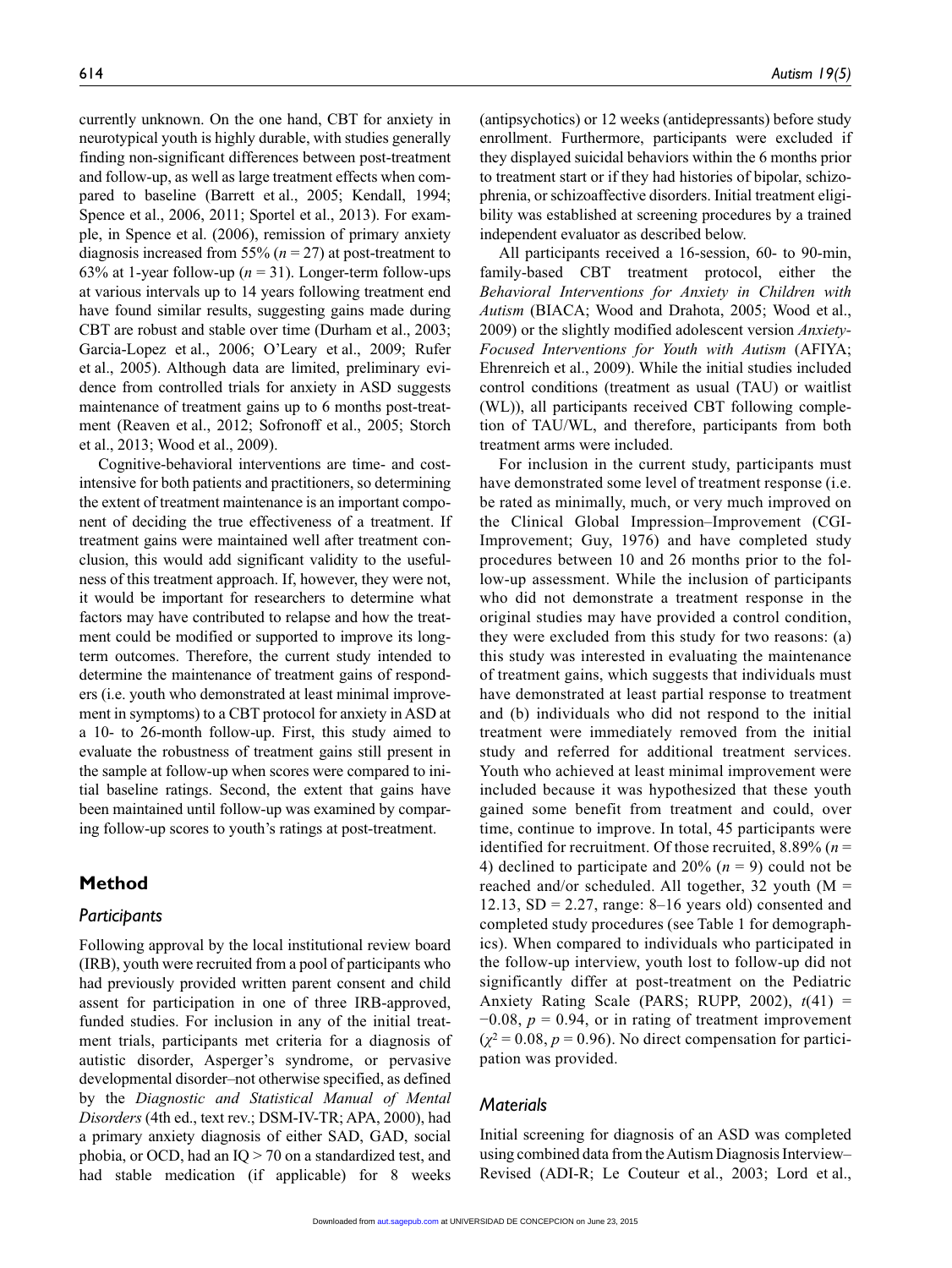currently unknown. On the one hand, CBT for anxiety in neurotypical youth is highly durable, with studies generally finding non-significant differences between post-treatment and follow-up, as well as large treatment effects when compared to baseline (Barrett et al., 2005; Kendall, 1994; Spence et al., 2006, 2011; Sportel et al., 2013). For example, in Spence et al. (2006), remission of primary anxiety diagnosis increased from 55% ($n = 27$) at post-treatment to 63% at 1-year follow-up ($n = 31$). Longer-term follow-ups at various intervals up to 14 years following treatment end have found similar results, suggesting gains made during CBT are robust and stable over time (Durham et al., 2003; Garcia-Lopez et al., 2006; O'Leary et al., 2009; Rufer et al., 2005). Although data are limited, preliminary evidence from controlled trials for anxiety in ASD suggests maintenance of treatment gains up to 6 months post-treatment (Reaven et al., 2012; Sofronoff et al., 2005; Storch et al., 2013; Wood et al., 2009).

Cognitive-behavioral interventions are time- and cost-intensive for both patients and practitioners, so determining the extent of treatment maintenance is an important component of deciding the true effectiveness of a treatment. If treatment gains were maintained well after treatment conclusion, this would add significant validity to the usefulness of this treatment approach. If, however, they were not, it would be important for researchers to determine what factors may have contributed to relapse and how the treatment could be modified or supported to improve its long-term outcomes. Therefore, the current study intended to determine the maintenance of treatment gains of responders (i.e. youth who demonstrated at least minimal improvement in symptoms) to a CBT protocol for anxiety in ASD at a 10- to 26-month follow-up. First, this study aimed to evaluate the robustness of treatment gains still present in the sample at follow-up when scores were compared to initial baseline ratings. Second, the extent that gains have been maintained until follow-up was examined by comparing follow-up scores to youth's ratings at post-treatment.

## Method

### *Participants*

Following approval by the local institutional review board (IRB), youth were recruited from a pool of participants who had previously provided written parent consent and child assent for participation in one of three IRB-approved, funded studies. For inclusion in any of the initial treatment trials, participants met criteria for a diagnosis of autistic disorder, Asperger's syndrome, or pervasive developmental disorder–not otherwise specified, as defined by the *Diagnostic and Statistical Manual of Mental Disorders* (4th ed., text rev.; DSM-IV-TR; APA, 2000), had a primary anxiety diagnosis of either SAD, GAD, social phobia, or OCD, had an IQ > 70 on a standardized test, and had stable medication (if applicable) for 8 weeks (antipsychotics) or 12 weeks (antidepressants) before study enrollment. Furthermore, participants were excluded if they displayed suicidal behaviors within the 6 months prior to treatment start or if they had histories of bipolar, schizophrenia, or schizoaffective disorders. Initial treatment eligibility was established at screening procedures by a trained independent evaluator as described below.

All participants received a 16-session, 60- to 90-min, family-based CBT treatment protocol, either the *Behavioral Interventions for Anxiety in Children with Autism* (BIACA; Wood and Drahota, 2005; Wood et al., 2009) or the slightly modified adolescent version *Anxiety-Focused Interventions for Youth with Autism* (AFIYA; Ehrenreich et al., 2009). While the initial studies included control conditions (treatment as usual (TAU) or waitlist (WL)), all participants received CBT following completion of TAU/WL, and therefore, participants from both treatment arms were included.

For inclusion in the current study, participants must have demonstrated some level of treatment response (i.e. be rated as minimally, much, or very much improved on the Clinical Global Impression–Improvement (CGI-Improvement; Guy, 1976) and have completed study procedures between 10 and 26 months prior to the follow-up assessment. While the inclusion of participants who did not demonstrate a treatment response in the original studies may have provided a control condition, they were excluded from this study for two reasons: (a) this study was interested in evaluating the maintenance of treatment gains, which suggests that individuals must have demonstrated at least partial response to treatment and (b) individuals who did not respond to the initial treatment were immediately removed from the initial study and referred for additional treatment services. Youth who achieved at least minimal improvement were included because it was hypothesized that these youth gained some benefit from treatment and could, over time, continue to improve. In total, 45 participants were identified for recruitment. Of those recruited, 8.89% ($n = 4$) declined to participate and 20% ($n = 9$) could not be reached and/or scheduled. All together, 32 youth (M = 12.13, SD = 2.27, range: 8–16 years old) consented and completed study procedures (see Table 1 for demographics). When compared to individuals who participated in the follow-up interview, youth lost to follow-up did not significantly differ at post-treatment on the Pediatric Anxiety Rating Scale (PARS; RUPP, 2002), $t(41) = -0.08$, $p = 0.94$, or in rating of treatment improvement ($\chi^2 = 0.08$, $p = 0.96$). No direct compensation for participation was provided.

### *Materials*

Initial screening for diagnosis of an ASD was completed using combined data from the Autism Diagnosis Interview–Revised (ADI-R; Le Couteur et al., 2003; Lord et al.,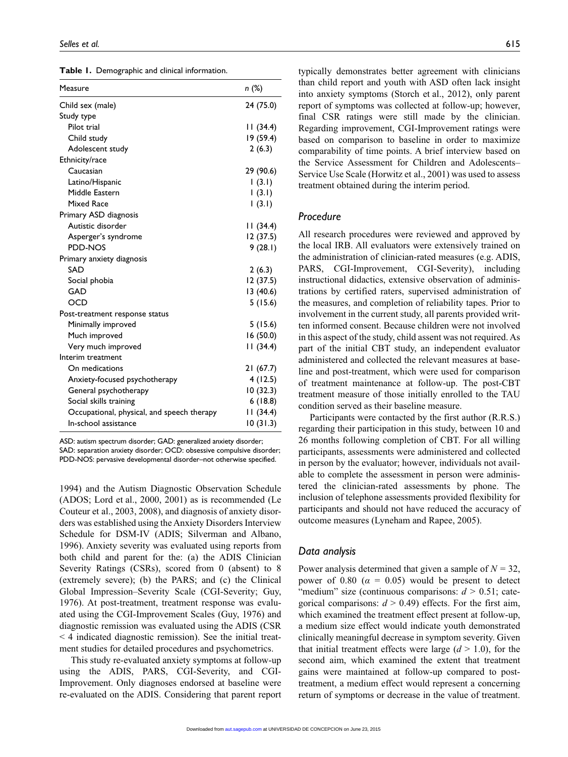**Table 1.** Demographic and clinical information.

| Measure | n (%) |
|---|---|
| Child sex (male) | 24 (75.0) |
| Study type | |
| Pilot trial | 11 (34.4) |
| Child study | 19 (59.4) |
| Adolescent study | 2 (6.3) |
| Ethnicity/race | |
| Caucasian | 29 (90.6) |
| Latino/Hispanic | 1 (3.1) |
| Middle Eastern | 1 (3.1) |
| Mixed Race | 1 (3.1) |
| Primary ASD diagnosis | |
| Autistic disorder | 11 (34.4) |
| Asperger's syndrome | 12 (37.5) |
| PDD-NOS | 9 (28.1) |
| Primary anxiety diagnosis | |
| SAD | 2 (6.3) |
| Social phobia | 12 (37.5) |
| GAD | 13 (40.6) |
| OCD | 5 (15.6) |
| Post-treatment response status | |
| Minimally improved | 5 (15.6) |
| Much improved | 16 (50.0) |
| Very much improved | 11 (34.4) |
| Interim treatment | |
| On medications | 21 (67.7) |
| Anxiety-focused psychotherapy | 4 (12.5) |
| General psychotherapy | 10 (32.3) |
| Social skills training | 6 (18.8) |
| Occupational, physical, and speech therapy | 11 (34.4) |
| In-school assistance | 10 (31.3) |

ASD: autism spectrum disorder; GAD: generalized anxiety disorder; SAD: separation anxiety disorder; OCD: obsessive compulsive disorder; PDD-NOS: pervasive developmental disorder–not otherwise specified.

1994) and the Autism Diagnostic Observation Schedule (ADOS; Lord et al., 2000, 2001) as is recommended (Le Couteur et al., 2003, 2008), and diagnosis of anxiety disorders was established using the Anxiety Disorders Interview Schedule for DSM-IV (ADIS; Silverman and Albano, 1996). Anxiety severity was evaluated using reports from both child and parent for the: (a) the ADIS Clinician Severity Ratings (CSRs), scored from 0 (absent) to 8 (extremely severe); (b) the PARS; and (c) the Clinical Global Impression–Severity Scale (CGI-Severity; Guy, 1976). At post-treatment, treatment response was evaluated using the CGI-Improvement Scales (Guy, 1976) and diagnostic remission was evaluated using the ADIS (CSR < 4 indicated diagnostic remission). See the initial treatment studies for detailed procedures and psychometrics.

This study re-evaluated anxiety symptoms at follow-up using the ADIS, PARS, CGI-Severity, and CGI-Improvement. Only diagnoses endorsed at baseline were re-evaluated on the ADIS. Considering that parent report typically demonstrates better agreement with clinicians than child report and youth with ASD often lack insight into anxiety symptoms (Storch et al., 2012), only parent report of symptoms was collected at follow-up; however, final CSR ratings were still made by the clinician. Regarding improvement, CGI-Improvement ratings were based on comparison to baseline in order to maximize comparability of time points. A brief interview based on the Service Assessment for Children and Adolescents–Service Use Scale (Horwitz et al., 2001) was used to assess treatment obtained during the interim period.

## *Procedure*

All research procedures were reviewed and approved by the local IRB. All evaluators were extensively trained on the administration of clinician-rated measures (e.g. ADIS, PARS, CGI-Improvement, CGI-Severity), including instructional didactics, extensive observation of administrations by certified raters, supervised administration of the measures, and completion of reliability tapes. Prior to involvement in the current study, all parents provided written informed consent. Because children were not involved in this aspect of the study, child assent was not required. As part of the initial CBT study, an independent evaluator administered and collected the relevant measures at baseline and post-treatment, which were used for comparison of treatment maintenance at follow-up. The post-CBT treatment measure of those initially enrolled to the TAU condition served as their baseline measure.

Participants were contacted by the first author (R.R.S.) regarding their participation in this study, between 10 and 26 months following completion of CBT. For all willing participants, assessments were administered and collected in person by the evaluator; however, individuals not available to complete the assessment in person were administered the clinician-rated assessments by phone. The inclusion of telephone assessments provided flexibility for participants and should not have reduced the accuracy of outcome measures (Lyneham and Rapee, 2005).

## *Data analysis*

Power analysis determined that given a sample of $N = 32$, power of 0.80 ($\alpha = 0.05$) would be present to detect "medium" size (continuous comparisons: $d > 0.51$; categorical comparisons: $d > 0.49$) effects. For the first aim, which examined the treatment effect present at follow-up, a medium size effect would indicate youth demonstrated clinically meaningful decrease in symptom severity. Given that initial treatment effects were large ($d > 1.0$), for the second aim, which examined the extent that treatment gains were maintained at follow-up compared to post-treatment, a medium effect would represent a concerning return of symptoms or decrease in the value of treatment.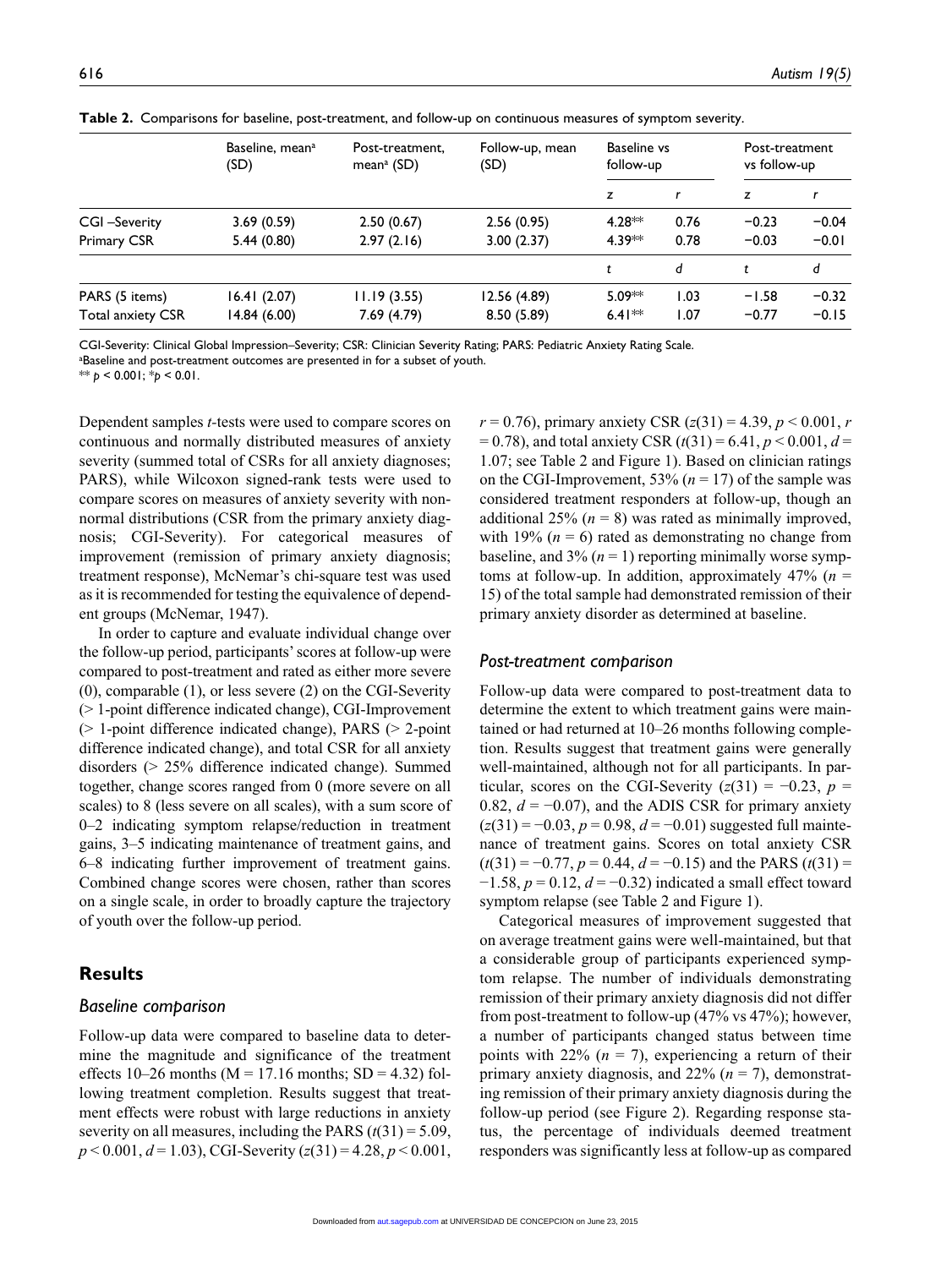**Table 2.** Comparisons for baseline, post-treatment, and follow-up on continuous measures of symptom severity.

| | Baseline, mean[a] (SD) | Post-treatment, mean[a] (SD) | Follow-up, mean (SD) | Baseline vs follow-up | | Post-treatment vs follow-up | |
|---|---|---|---|---|---|---|---|
| | | | | *z* | *r* | *z* | *r* |
| CGI –Severity | 3.69 (0.59) | 2.50 (0.67) | 2.56 (0.95) | 4.28** | 0.76 | −0.23 | −0.04 |
| Primary CSR | 5.44 (0.80) | 2.97 (2.16) | 3.00 (2.37) | 4.39** | 0.78 | −0.03 | −0.01 |
| | | | | *t* | *d* | *t* | *d* |
| PARS (5 items) | 16.41 (2.07) | 11.19 (3.55) | 12.56 (4.89) | 5.09** | 1.03 | −1.58 | −0.32 |
| Total anxiety CSR | 14.84 (6.00) | 7.69 (4.79) | 8.50 (5.89) | 6.41** | 1.07 | −0.77 | −0.15 |

CGI-Severity: Clinical Global Impression–Severity; CSR: Clinician Severity Rating; PARS: Pediatric Anxiety Rating Scale.
[a]Baseline and post-treatment outcomes are presented in for a subset of youth.
** $p < 0.001$; * $p < 0.01$.

Dependent samples *t*-tests were used to compare scores on continuous and normally distributed measures of anxiety severity (summed total of CSRs for all anxiety diagnoses; PARS), while Wilcoxon signed-rank tests were used to compare scores on measures of anxiety severity with non-normal distributions (CSR from the primary anxiety diagnosis; CGI-Severity). For categorical measures of improvement (remission of primary anxiety diagnosis; treatment response), McNemar's chi-square test was used as it is recommended for testing the equivalence of dependent groups (McNemar, 1947).

In order to capture and evaluate individual change over the follow-up period, participants' scores at follow-up were compared to post-treatment and rated as either more severe (0), comparable (1), or less severe (2) on the CGI-Severity (> 1-point difference indicated change), CGI-Improvement (> 1-point difference indicated change), PARS (> 2-point difference indicated change), and total CSR for all anxiety disorders (> 25% difference indicated change). Summed together, change scores ranged from 0 (more severe on all scales) to 8 (less severe on all scales), with a sum score of 0–2 indicating symptom relapse/reduction in treatment gains, 3–5 indicating maintenance of treatment gains, and 6–8 indicating further improvement of treatment gains. Combined change scores were chosen, rather than scores on a single scale, in order to broadly capture the trajectory of youth over the follow-up period.

## Results

### *Baseline comparison*

Follow-up data were compared to baseline data to determine the magnitude and significance of the treatment effects 10–26 months (M = 17.16 months; SD = 4.32) following treatment completion. Results suggest that treatment effects were robust with large reductions in anxiety severity on all measures, including the PARS ($t(31) = 5.09$, $p < 0.001$, $d = 1.03$), CGI-Severity ($z(31) = 4.28$, $p < 0.001$, $r = 0.76$), primary anxiety CSR ($z(31) = 4.39$, $p < 0.001$, $r = 0.78$), and total anxiety CSR ($t(31) = 6.41$, $p < 0.001$, $d = 1.07$; see Table 2 and Figure 1). Based on clinician ratings on the CGI-Improvement, 53% ($n = 17$) of the sample was considered treatment responders at follow-up, though an additional 25% ($n = 8$) was rated as minimally improved, with 19% ($n = 6$) rated as demonstrating no change from baseline, and 3% ($n = 1$) reporting minimally worse symptoms at follow-up. In addition, approximately 47% ($n = 15$) of the total sample had demonstrated remission of their primary anxiety disorder as determined at baseline.

### *Post-treatment comparison*

Follow-up data were compared to post-treatment data to determine the extent to which treatment gains were maintained or had returned at 10–26 months following completion. Results suggest that treatment gains were generally well-maintained, although not for all participants. In particular, scores on the CGI-Severity ($z(31) = −0.23$, $p = 0.82$, $d = −0.07$), and the ADIS CSR for primary anxiety ($z(31) = −0.03$, $p = 0.98$, $d = −0.01$) suggested full maintenance of treatment gains. Scores on total anxiety CSR ($t(31) = −0.77$, $p = 0.44$, $d = −0.15$) and the PARS ($t(31) = −1.58$, $p = 0.12$, $d = −0.32$) indicated a small effect toward symptom relapse (see Table 2 and Figure 1).

Categorical measures of improvement suggested that on average treatment gains were well-maintained, but that a considerable group of participants experienced symptom relapse. The number of individuals demonstrating remission of their primary anxiety diagnosis did not differ from post-treatment to follow-up (47% vs 47%); however, a number of participants changed status between time points with 22% ($n = 7$), experiencing a return of their primary anxiety diagnosis, and 22% ($n = 7$), demonstrating remission of their primary anxiety diagnosis during the follow-up period (see Figure 2). Regarding response status, the percentage of individuals deemed treatment responders was significantly less at follow-up as compared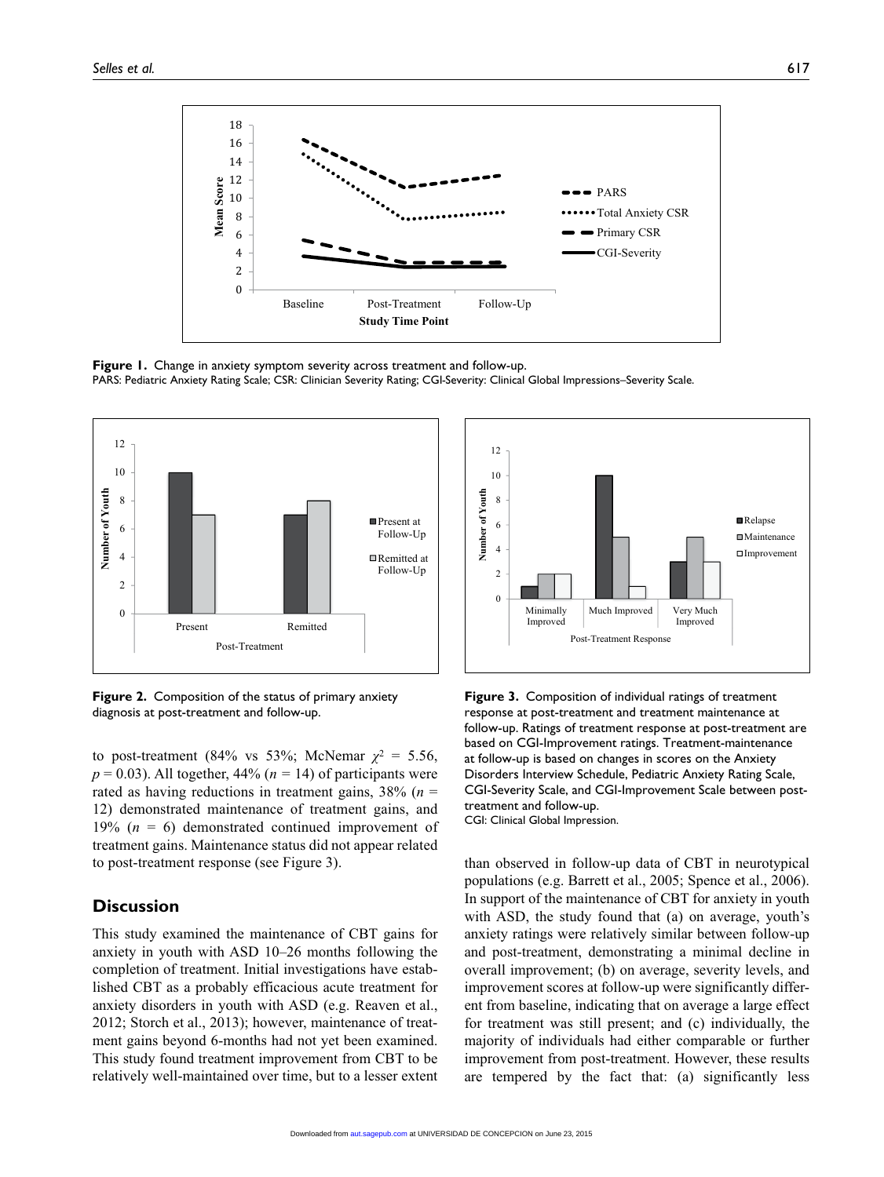Figure 1. Change in anxiety symptom severity across treatment and follow-up.
PARS: Pediatric Anxiety Rating Scale; CSR: Clinician Severity Rating; CGI-Severity: Clinical Global Impressions–Severity Scale.

Figure 2. Composition of the status of primary anxiety diagnosis at post-treatment and follow-up.

Figure 3. Composition of individual ratings of treatment response at post-treatment and treatment maintenance at follow-up. Ratings of treatment response at post-treatment are based on CGI-Improvement ratings. Treatment-maintenance at follow-up is based on changes in scores on the Anxiety Disorders Interview Schedule, Pediatric Anxiety Rating Scale, CGI-Severity Scale, and CGI-Improvement Scale between post-treatment and follow-up.
CGI: Clinical Global Impression.

to post-treatment (84% vs 53%; McNemar $\chi^2$ = 5.56, $p$ = 0.03). All together, 44% ($n$ = 14) of participants were rated as having reductions in treatment gains, 38% ($n$ = 12) demonstrated maintenance of treatment gains, and 19% ($n$ = 6) demonstrated continued improvement of treatment gains. Maintenance status did not appear related to post-treatment response (see Figure 3).

## Discussion

This study examined the maintenance of CBT gains for anxiety in youth with ASD 10–26 months following the completion of treatment. Initial investigations have established CBT as a probably efficacious acute treatment for anxiety disorders in youth with ASD (e.g. Reaven et al., 2012; Storch et al., 2013); however, maintenance of treatment gains beyond 6-months had not yet been examined. This study found treatment improvement from CBT to be relatively well-maintained over time, but to a lesser extent than observed in follow-up data of CBT in neurotypical populations (e.g. Barrett et al., 2005; Spence et al., 2006). In support of the maintenance of CBT for anxiety in youth with ASD, the study found that (a) on average, youth's anxiety ratings were relatively similar between follow-up and post-treatment, demonstrating a minimal decline in overall improvement; (b) on average, severity levels, and improvement scores at follow-up were significantly different from baseline, indicating that on average a large effect for treatment was still present; and (c) individually, the majority of individuals had either comparable or further improvement from post-treatment. However, these results are tempered by the fact that: (a) significantly less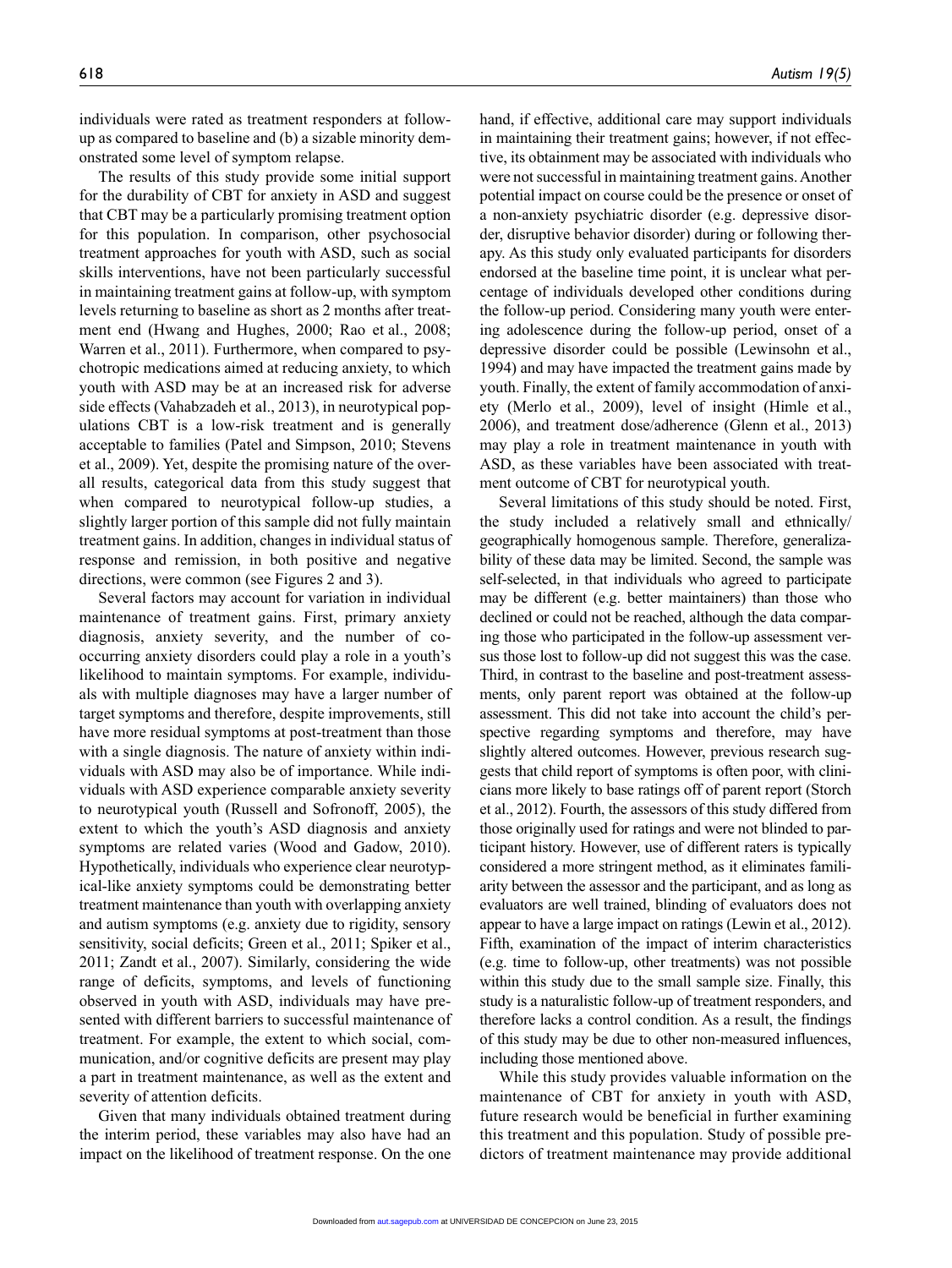individuals were rated as treatment responders at follow-up as compared to baseline and (b) a sizable minority demonstrated some level of symptom relapse.

The results of this study provide some initial support for the durability of CBT for anxiety in ASD and suggest that CBT may be a particularly promising treatment option for this population. In comparison, other psychosocial treatment approaches for youth with ASD, such as social skills interventions, have not been particularly successful in maintaining treatment gains at follow-up, with symptom levels returning to baseline as short as 2 months after treatment end (Hwang and Hughes, 2000; Rao et al., 2008; Warren et al., 2011). Furthermore, when compared to psychotropic medications aimed at reducing anxiety, to which youth with ASD may be at an increased risk for adverse side effects (Vahabzadeh et al., 2013), in neurotypical populations CBT is a low-risk treatment and is generally acceptable to families (Patel and Simpson, 2010; Stevens et al., 2009). Yet, despite the promising nature of the overall results, categorical data from this study suggest that when compared to neurotypical follow-up studies, a slightly larger portion of this sample did not fully maintain treatment gains. In addition, changes in individual status of response and remission, in both positive and negative directions, were common (see Figures 2 and 3).

Several factors may account for variation in individual maintenance of treatment gains. First, primary anxiety diagnosis, anxiety severity, and the number of co-occurring anxiety disorders could play a role in a youth's likelihood to maintain symptoms. For example, individuals with multiple diagnoses may have a larger number of target symptoms and therefore, despite improvements, still have more residual symptoms at post-treatment than those with a single diagnosis. The nature of anxiety within individuals with ASD may also be of importance. While individuals with ASD experience comparable anxiety severity to neurotypical youth (Russell and Sofronoff, 2005), the extent to which the youth's ASD diagnosis and anxiety symptoms are related varies (Wood and Gadow, 2010). Hypothetically, individuals who experience clear neurotypical-like anxiety symptoms could be demonstrating better treatment maintenance than youth with overlapping anxiety and autism symptoms (e.g. anxiety due to rigidity, sensory sensitivity, social deficits; Green et al., 2011; Spiker et al., 2011; Zandt et al., 2007). Similarly, considering the wide range of deficits, symptoms, and levels of functioning observed in youth with ASD, individuals may have presented with different barriers to successful maintenance of treatment. For example, the extent to which social, communication, and/or cognitive deficits are present may play a part in treatment maintenance, as well as the extent and severity of attention deficits.

Given that many individuals obtained treatment during the interim period, these variables may also have had an impact on the likelihood of treatment response. On the one hand, if effective, additional care may support individuals in maintaining their treatment gains; however, if not effective, its obtainment may be associated with individuals who were not successful in maintaining treatment gains. Another potential impact on course could be the presence or onset of a non-anxiety psychiatric disorder (e.g. depressive disorder, disruptive behavior disorder) during or following therapy. As this study only evaluated participants for disorders endorsed at the baseline time point, it is unclear what percentage of individuals developed other conditions during the follow-up period. Considering many youth were entering adolescence during the follow-up period, onset of a depressive disorder could be possible (Lewinsohn et al., 1994) and may have impacted the treatment gains made by youth. Finally, the extent of family accommodation of anxiety (Merlo et al., 2009), level of insight (Himle et al., 2006), and treatment dose/adherence (Glenn et al., 2013) may play a role in treatment maintenance in youth with ASD, as these variables have been associated with treatment outcome of CBT for neurotypical youth.

Several limitations of this study should be noted. First, the study included a relatively small and ethnically/geographically homogenous sample. Therefore, generalizability of these data may be limited. Second, the sample was self-selected, in that individuals who agreed to participate may be different (e.g. better maintainers) than those who declined or could not be reached, although the data comparing those who participated in the follow-up assessment versus those lost to follow-up did not suggest this was the case. Third, in contrast to the baseline and post-treatment assessments, only parent report was obtained at the follow-up assessment. This did not take into account the child's perspective regarding symptoms and therefore, may have slightly altered outcomes. However, previous research suggests that child report of symptoms is often poor, with clinicians more likely to base ratings off of parent report (Storch et al., 2012). Fourth, the assessors of this study differed from those originally used for ratings and were not blinded to participant history. However, use of different raters is typically considered a more stringent method, as it eliminates familiarity between the assessor and the participant, and as long as evaluators are well trained, blinding of evaluators does not appear to have a large impact on ratings (Lewin et al., 2012). Fifth, examination of the impact of interim characteristics (e.g. time to follow-up, other treatments) was not possible within this study due to the small sample size. Finally, this study is a naturalistic follow-up of treatment responders, and therefore lacks a control condition. As a result, the findings of this study may be due to other non-measured influences, including those mentioned above.

While this study provides valuable information on the maintenance of CBT for anxiety in youth with ASD, future research would be beneficial in further examining this treatment and this population. Study of possible predictors of treatment maintenance may provide additional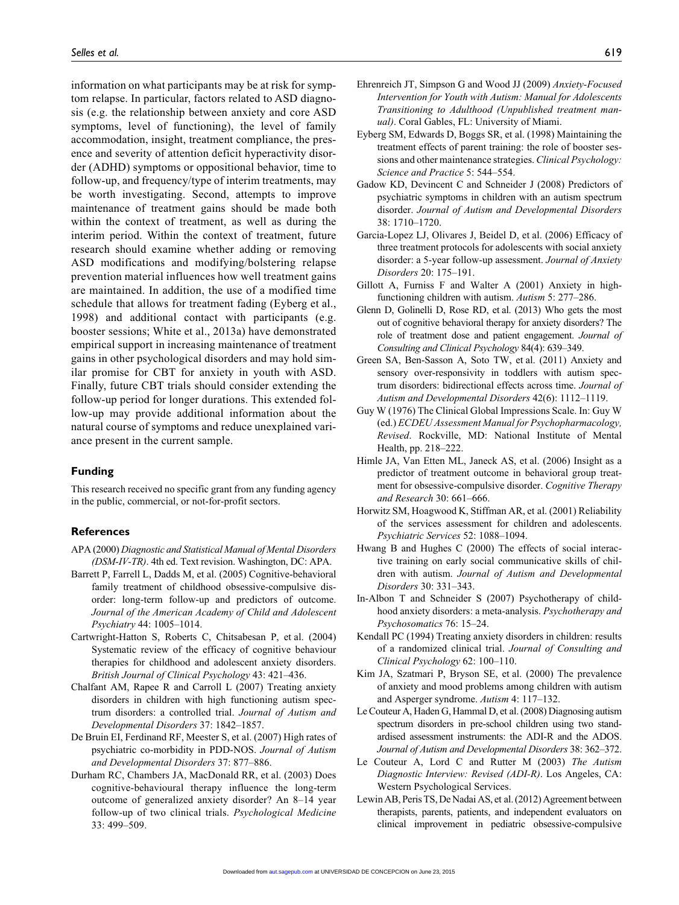information on what participants may be at risk for symptom relapse. In particular, factors related to ASD diagnosis (e.g. the relationship between anxiety and core ASD symptoms, level of functioning), the level of family accommodation, insight, treatment compliance, the presence and severity of attention deficit hyperactivity disorder (ADHD) symptoms or oppositional behavior, time to follow-up, and frequency/type of interim treatments, may be worth investigating. Second, attempts to improve maintenance of treatment gains should be made both within the context of treatment, as well as during the interim period. Within the context of treatment, future research should examine whether adding or removing ASD modifications and modifying/bolstering relapse prevention material influences how well treatment gains are maintained. In addition, the use of a modified time schedule that allows for treatment fading (Eyberg et al., 1998) and additional contact with participants (e.g. booster sessions; White et al., 2013a) have demonstrated empirical support in increasing maintenance of treatment gains in other psychological disorders and may hold similar promise for CBT for anxiety in youth with ASD. Finally, future CBT trials should consider extending the follow-up period for longer durations. This extended follow-up may provide additional information about the natural course of symptoms and reduce unexplained variance present in the current sample.

## Funding

This research received no specific grant from any funding agency in the public, commercial, or not-for-profit sectors.

## References

APA (2000) *Diagnostic and Statistical Manual of Mental Disorders (DSM-IV-TR)*. 4th ed. Text revision. Washington, DC: APA.

Barrett P, Farrell L, Dadds M, et al. (2005) Cognitive-behavioral family treatment of childhood obsessive-compulsive disorder: long-term follow-up and predictors of outcome. *Journal of the American Academy of Child and Adolescent Psychiatry* 44: 1005–1014.

Cartwright-Hatton S, Roberts C, Chitsabesan P, et al. (2004) Systematic review of the efficacy of cognitive behaviour therapies for childhood and adolescent anxiety disorders. *British Journal of Clinical Psychology* 43: 421–436.

Chalfant AM, Rapee R and Carroll L (2007) Treating anxiety disorders in children with high functioning autism spectrum disorders: a controlled trial. *Journal of Autism and Developmental Disorders* 37: 1842–1857.

De Bruin EI, Ferdinand RF, Meester S, et al. (2007) High rates of psychiatric co-morbidity in PDD-NOS. *Journal of Autism and Developmental Disorders* 37: 877–886.

Durham RC, Chambers JA, MacDonald RR, et al. (2003) Does cognitive-behavioural therapy influence the long-term outcome of generalized anxiety disorder? An 8–14 year follow-up of two clinical trials. *Psychological Medicine* 33: 499–509.

Ehrenreich JT, Simpson G and Wood JJ (2009) *Anxiety-Focused Intervention for Youth with Autism: Manual for Adolescents Transitioning to Adulthood (Unpublished treatment manual)*. Coral Gables, FL: University of Miami.

Eyberg SM, Edwards D, Boggs SR, et al. (1998) Maintaining the treatment effects of parent training: the role of booster sessions and other maintenance strategies. *Clinical Psychology: Science and Practice* 5: 544–554.

Gadow KD, Devincent C and Schneider J (2008) Predictors of psychiatric symptoms in children with an autism spectrum disorder. *Journal of Autism and Developmental Disorders* 38: 1710–1720.

Garcia-Lopez LJ, Olivares J, Beidel D, et al. (2006) Efficacy of three treatment protocols for adolescents with social anxiety disorder: a 5-year follow-up assessment. *Journal of Anxiety Disorders* 20: 175–191.

Gillott A, Furniss F and Walter A (2001) Anxiety in high-functioning children with autism. *Autism* 5: 277–286.

Glenn D, Golinelli D, Rose RD, et al. (2013) Who gets the most out of cognitive behavioral therapy for anxiety disorders? The role of treatment dose and patient engagement. *Journal of Consulting and Clinical Psychology* 84(4): 639–349.

Green SA, Ben-Sasson A, Soto TW, et al. (2011) Anxiety and sensory over-responsivity in toddlers with autism spectrum disorders: bidirectional effects across time. *Journal of Autism and Developmental Disorders* 42(6): 1112–1119.

Guy W (1976) The Clinical Global Impressions Scale. In: Guy W (ed.) *ECDEU Assessment Manual for Psychopharmacology, Revised*. Rockville, MD: National Institute of Mental Health, pp. 218–222.

Himle JA, Van Etten ML, Janeck AS, et al. (2006) Insight as a predictor of treatment outcome in behavioral group treatment for obsessive-compulsive disorder. *Cognitive Therapy and Research* 30: 661–666.

Horwitz SM, Hoagwood K, Stiffman AR, et al. (2001) Reliability of the services assessment for children and adolescents. *Psychiatric Services* 52: 1088–1094.

Hwang B and Hughes C (2000) The effects of social interactive training on early social communicative skills of children with autism. *Journal of Autism and Developmental Disorders* 30: 331–343.

In-Albon T and Schneider S (2007) Psychotherapy of childhood anxiety disorders: a meta-analysis. *Psychotherapy and Psychosomatics* 76: 15–24.

Kendall PC (1994) Treating anxiety disorders in children: results of a randomized clinical trial. *Journal of Consulting and Clinical Psychology* 62: 100–110.

Kim JA, Szatmari P, Bryson SE, et al. (2000) The prevalence of anxiety and mood problems among children with autism and Asperger syndrome. *Autism* 4: 117–132.

Le Couteur A, Haden G, Hammal D, et al. (2008) Diagnosing autism spectrum disorders in pre-school children using two standardised assessment instruments: the ADI-R and the ADOS. *Journal of Autism and Developmental Disorders* 38: 362–372.

Le Couteur A, Lord C and Rutter M (2003) *The Autism Diagnostic Interview: Revised (ADI-R)*. Los Angeles, CA: Western Psychological Services.

Lewin AB, Peris TS, De Nadai AS, et al. (2012) Agreement between therapists, parents, patients, and independent evaluators on clinical improvement in pediatric obsessive-compulsive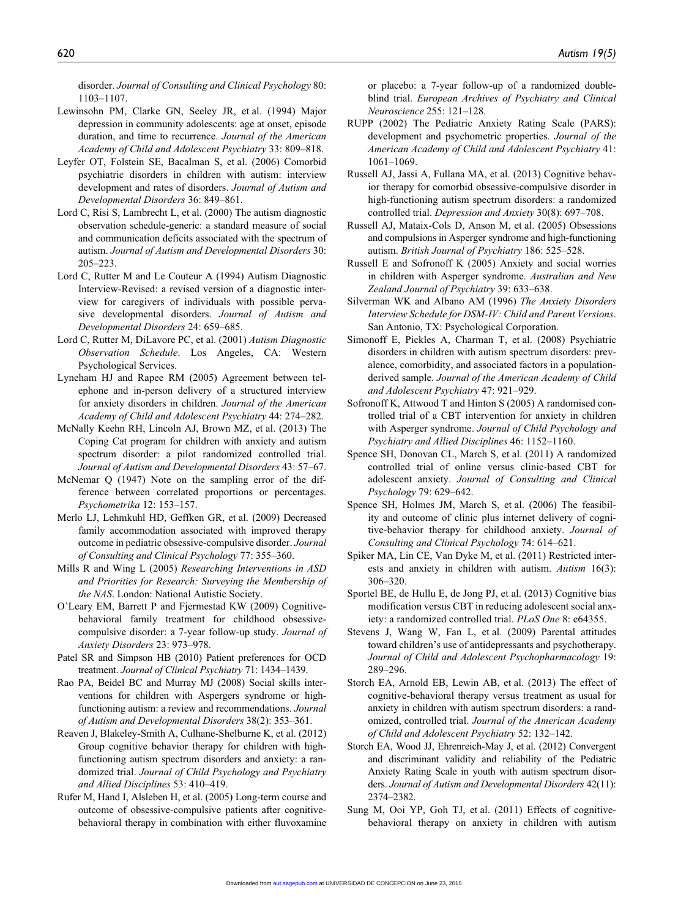disorder. *Journal of Consulting and Clinical Psychology* 80: 1103–1107.

Lewinsohn PM, Clarke GN, Seeley JR, et al. (1994) Major depression in community adolescents: age at onset, episode duration, and time to recurrence. *Journal of the American Academy of Child and Adolescent Psychiatry* 33: 809–818.

Leyfer OT, Folstein SE, Bacalman S, et al. (2006) Comorbid psychiatric disorders in children with autism: interview development and rates of disorders. *Journal of Autism and Developmental Disorders* 36: 849–861.

Lord C, Risi S, Lambrecht L, et al. (2000) The autism diagnostic observation schedule-generic: a standard measure of social and communication deficits associated with the spectrum of autism. *Journal of Autism and Developmental Disorders* 30: 205–223.

Lord C, Rutter M and Le Couteur A (1994) Autism Diagnostic Interview-Revised: a revised version of a diagnostic interview for caregivers of individuals with possible pervasive developmental disorders. *Journal of Autism and Developmental Disorders* 24: 659–685.

Lord C, Rutter M, DiLavore PC, et al. (2001) *Autism Diagnostic Observation Schedule*. Los Angeles, CA: Western Psychological Services.

Lyneham HJ and Rapee RM (2005) Agreement between telephone and in-person delivery of a structured interview for anxiety disorders in children. *Journal of the American Academy of Child and Adolescent Psychiatry* 44: 274–282.

McNally Keehn RH, Lincoln AJ, Brown MZ, et al. (2013) The Coping Cat program for children with anxiety and autism spectrum disorder: a pilot randomized controlled trial. *Journal of Autism and Developmental Disorders* 43: 57–67.

McNemar Q (1947) Note on the sampling error of the difference between correlated proportions or percentages. *Psychometrika* 12: 153–157.

Merlo LJ, Lehmkuhl HD, Geffken GR, et al. (2009) Decreased family accommodation associated with improved therapy outcome in pediatric obsessive-compulsive disorder. *Journal of Consulting and Clinical Psychology* 77: 355–360.

Mills R and Wing L (2005) *Researching Interventions in ASD and Priorities for Research: Surveying the Membership of the NAS*. London: National Autistic Society.

O'Leary EM, Barrett P and Fjermestad KW (2009) Cognitive-behavioral family treatment for childhood obsessive-compulsive disorder: a 7-year follow-up study. *Journal of Anxiety Disorders* 23: 973–978.

Patel SR and Simpson HB (2010) Patient preferences for OCD treatment. *Journal of Clinical Psychiatry* 71: 1434–1439.

Rao PA, Beidel BC and Murray MJ (2008) Social skills interventions for children with Aspergers syndrome or high-functioning autism: a review and recommendations. *Journal of Autism and Developmental Disorders* 38(2): 353–361.

Reaven J, Blakeley-Smith A, Culhane-Shelburne K, et al. (2012) Group cognitive behavior therapy for children with high-functioning autism spectrum disorders and anxiety: a randomized trial. *Journal of Child Psychology and Psychiatry and Allied Disciplines* 53: 410–419.

Rufer M, Hand I, Alsleben H, et al. (2005) Long-term course and outcome of obsessive-compulsive patients after cognitive-behavioral therapy in combination with either fluvoxamine or placebo: a 7-year follow-up of a randomized double-blind trial. *European Archives of Psychiatry and Clinical Neuroscience* 255: 121–128.

RUPP (2002) The Pediatric Anxiety Rating Scale (PARS): development and psychometric properties. *Journal of the American Academy of Child and Adolescent Psychiatry* 41: 1061–1069.

Russell AJ, Jassi A, Fullana MA, et al. (2013) Cognitive behavior therapy for comorbid obsessive-compulsive disorder in high-functioning autism spectrum disorders: a randomized controlled trial. *Depression and Anxiety* 30(8): 697–708.

Russell AJ, Mataix-Cols D, Anson M, et al. (2005) Obsessions and compulsions in Asperger syndrome and high-functioning autism. *British Journal of Psychiatry* 186: 525–528.

Russell E and Sofronoff K (2005) Anxiety and social worries in children with Asperger syndrome. *Australian and New Zealand Journal of Psychiatry* 39: 633–638.

Silverman WK and Albano AM (1996) *The Anxiety Disorders Interview Schedule for DSM-IV: Child and Parent Versions*. San Antonio, TX: Psychological Corporation.

Simonoff E, Pickles A, Charman T, et al. (2008) Psychiatric disorders in children with autism spectrum disorders: prevalence, comorbidity, and associated factors in a population-derived sample. *Journal of the American Academy of Child and Adolescent Psychiatry* 47: 921–929.

Sofronoff K, Attwood T and Hinton S (2005) A randomised controlled trial of a CBT intervention for anxiety in children with Asperger syndrome. *Journal of Child Psychology and Psychiatry and Allied Disciplines* 46: 1152–1160.

Spence SH, Donovan CL, March S, et al. (2011) A randomized controlled trial of online versus clinic-based CBT for adolescent anxiety. *Journal of Consulting and Clinical Psychology* 79: 629–642.

Spence SH, Holmes JM, March S, et al. (2006) The feasibility and outcome of clinic plus internet delivery of cognitive-behavior therapy for childhood anxiety. *Journal of Consulting and Clinical Psychology* 74: 614–621.

Spiker MA, Lin CE, Van Dyke M, et al. (2011) Restricted interests and anxiety in children with autism. *Autism* 16(3): 306–320.

Sportel BE, de Hullu E, de Jong PJ, et al. (2013) Cognitive bias modification versus CBT in reducing adolescent social anxiety: a randomized controlled trial. *PLoS One* 8: e64355.

Stevens J, Wang W, Fan L, et al. (2009) Parental attitudes toward children's use of antidepressants and psychotherapy. *Journal of Child and Adolescent Psychopharmacology* 19: 289–296.

Storch EA, Arnold EB, Lewin AB, et al. (2013) The effect of cognitive-behavioral therapy versus treatment as usual for anxiety in children with autism spectrum disorders: a randomized, controlled trial. *Journal of the American Academy of Child and Adolescent Psychiatry* 52: 132–142.

Storch EA, Wood JJ, Ehrenreich-May J, et al. (2012) Convergent and discriminant validity and reliability of the Pediatric Anxiety Rating Scale in youth with autism spectrum disorders. *Journal of Autism and Developmental Disorders* 42(11): 2374–2382.

Sung M, Ooi YP, Goh TJ, et al. (2011) Effects of cognitive-behavioral therapy on anxiety in children with autism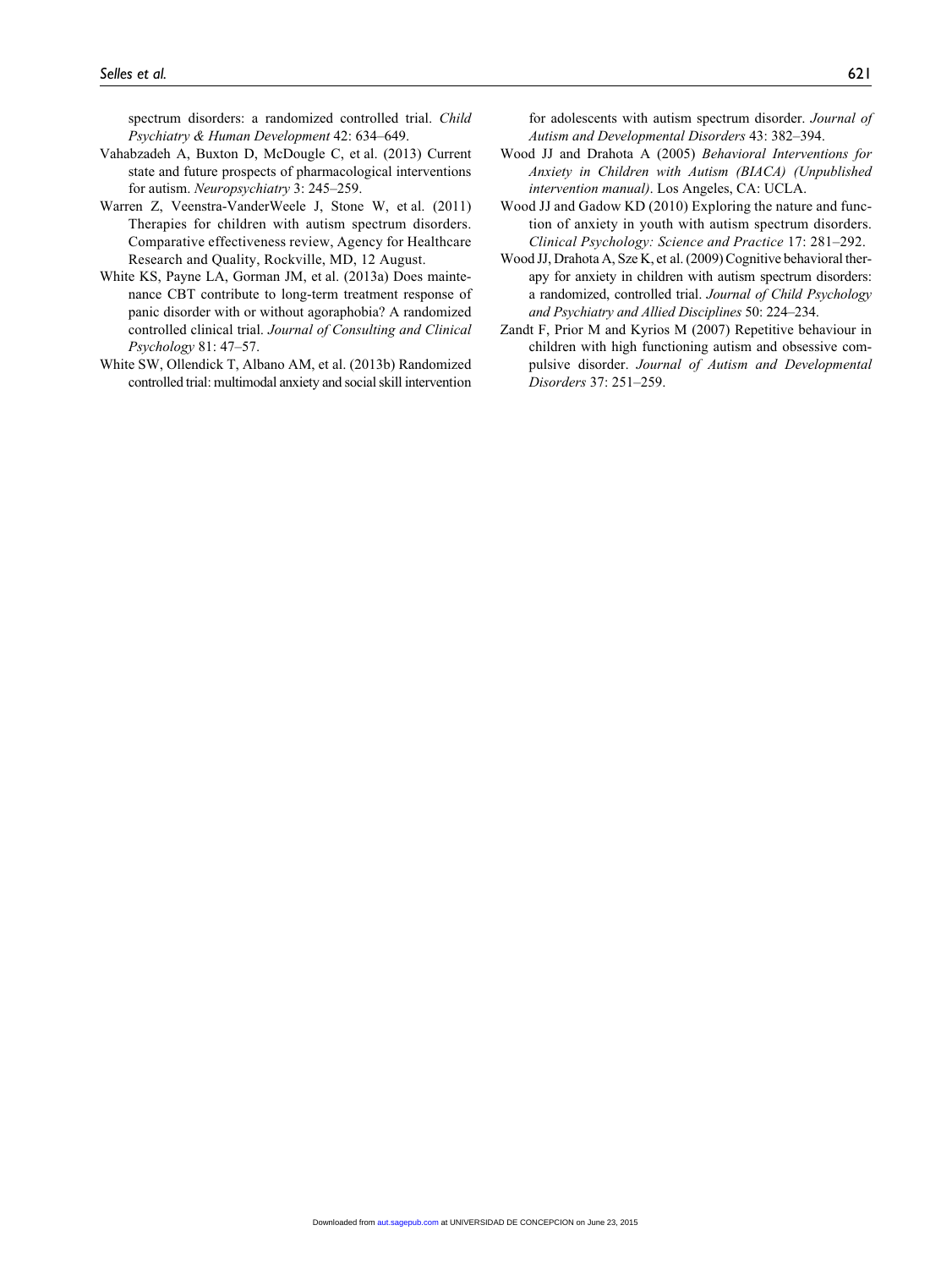spectrum disorders: a randomized controlled trial. *Child Psychiatry & Human Development* 42: 634–649.

Vahabzadeh A, Buxton D, McDougle C, et al. (2013) Current state and future prospects of pharmacological interventions for autism. *Neuropsychiatry* 3: 245–259.

Warren Z, Veenstra-VanderWeele J, Stone W, et al. (2011) Therapies for children with autism spectrum disorders. Comparative effectiveness review, Agency for Healthcare Research and Quality, Rockville, MD, 12 August.

White KS, Payne LA, Gorman JM, et al. (2013a) Does maintenance CBT contribute to long-term treatment response of panic disorder with or without agoraphobia? A randomized controlled clinical trial. *Journal of Consulting and Clinical Psychology* 81: 47–57.

White SW, Ollendick T, Albano AM, et al. (2013b) Randomized controlled trial: multimodal anxiety and social skill intervention for adolescents with autism spectrum disorder. *Journal of Autism and Developmental Disorders* 43: 382–394.

Wood JJ and Drahota A (2005) *Behavioral Interventions for Anxiety in Children with Autism (BIACA) (Unpublished intervention manual)*. Los Angeles, CA: UCLA.

Wood JJ and Gadow KD (2010) Exploring the nature and function of anxiety in youth with autism spectrum disorders. *Clinical Psychology: Science and Practice* 17: 281–292.

Wood JJ, Drahota A, Sze K, et al. (2009) Cognitive behavioral therapy for anxiety in children with autism spectrum disorders: a randomized, controlled trial. *Journal of Child Psychology and Psychiatry and Allied Disciplines* 50: 224–234.

Zandt F, Prior M and Kyrios M (2007) Repetitive behaviour in children with high functioning autism and obsessive compulsive disorder. *Journal of Autism and Developmental Disorders* 37: 251–259.